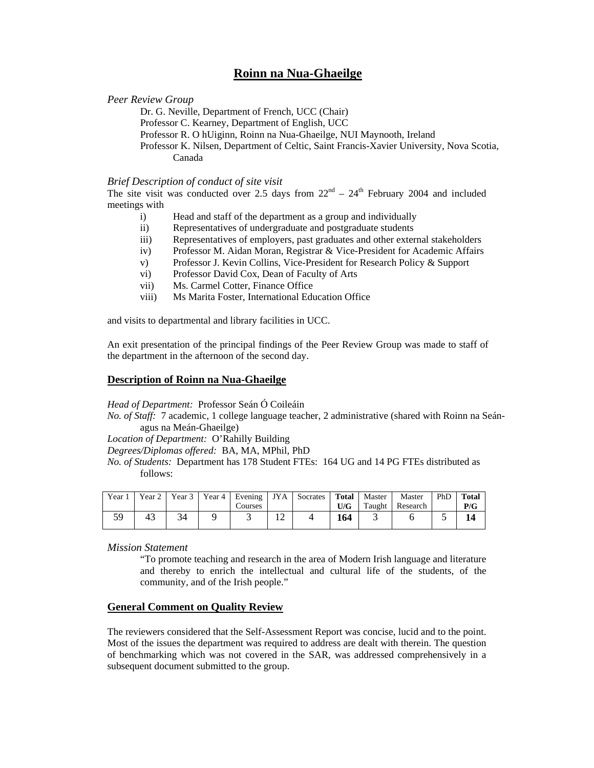# Roinn na Nua-Ghaeilge

*Peer Review Group*

- Dr. G. Neville, Department of French, UCC (Chair)
- Professor C. Kearney, Department of English, UCC
- Professor R. O hUiginn, Roinn na Nua-Ghaeilge, NUI Maynooth, Ireland
- Professor K. Nilsen, Department of Celtic, Saint Francis-Xavier University, Nova Scotia, Canada

*Brief Description of conduct of site visit*

The site visit was conducted over 2.5 days from 22nd – 24th February 2004 and included meetings with

- i) Head and staff of the department as a group and individually
- ii) Representatives of undergraduate and postgraduate students
- iii) Representatives of employers, past graduates and other external stakeholders
- iv) Professor M. Aidan Moran, Registrar & Vice-President for Academic Affairs
- v) Professor J. Kevin Collins, Vice-President for Research Policy & Support
- vi) Professor David Cox, Dean of Faculty of Arts
- vii) Ms. Carmel Cotter, Finance Office
- viii) Ms Marita Foster, International Education Office

and visits to departmental and library facilities in UCC.

An exit presentation of the principal findings of the Peer Review Group was made to staff of the department in the afternoon of the second day.

## Description of Roinn na Nua-Ghaeilge

*Head of Department:* Professor Seán Ó Coileáin

*No. of Staff:* 7 academic, 1 college language teacher, 2 administrative (shared with Roinn na Seán- agus na Meán-Ghaeilge)

*Location of Department:* O'Rahilly Building

*Degrees/Diplomas offered:* BA, MA, MPhil, PhD

*No. of Students:* Department has 178 Student FTEs: 164 UG and 14 PG FTEs distributed as follows:

| Year 1 | Year 2 | Year 3 | Year 4 | Evening Courses | JYA | Socrates | **Total U/G** | Master Taught | Master Research | PhD | **Total P/G** |
|---|---|---|---|---|---|---|---|---|---|---|---|
| 59 | 43 | 34 | 9 | 3 | 12 | 4 | **164** | 3 | 6 | 5 | **14** |

*Mission Statement*

"To promote teaching and research in the area of Modern Irish language and literature and thereby to enrich the intellectual and cultural life of the students, of the community, and of the Irish people."

## General Comment on Quality Review

The reviewers considered that the Self-Assessment Report was concise, lucid and to the point. Most of the issues the department was required to address are dealt with therein. The question of benchmarking which was not covered in the SAR, was addressed comprehensively in a subsequent document submitted to the group.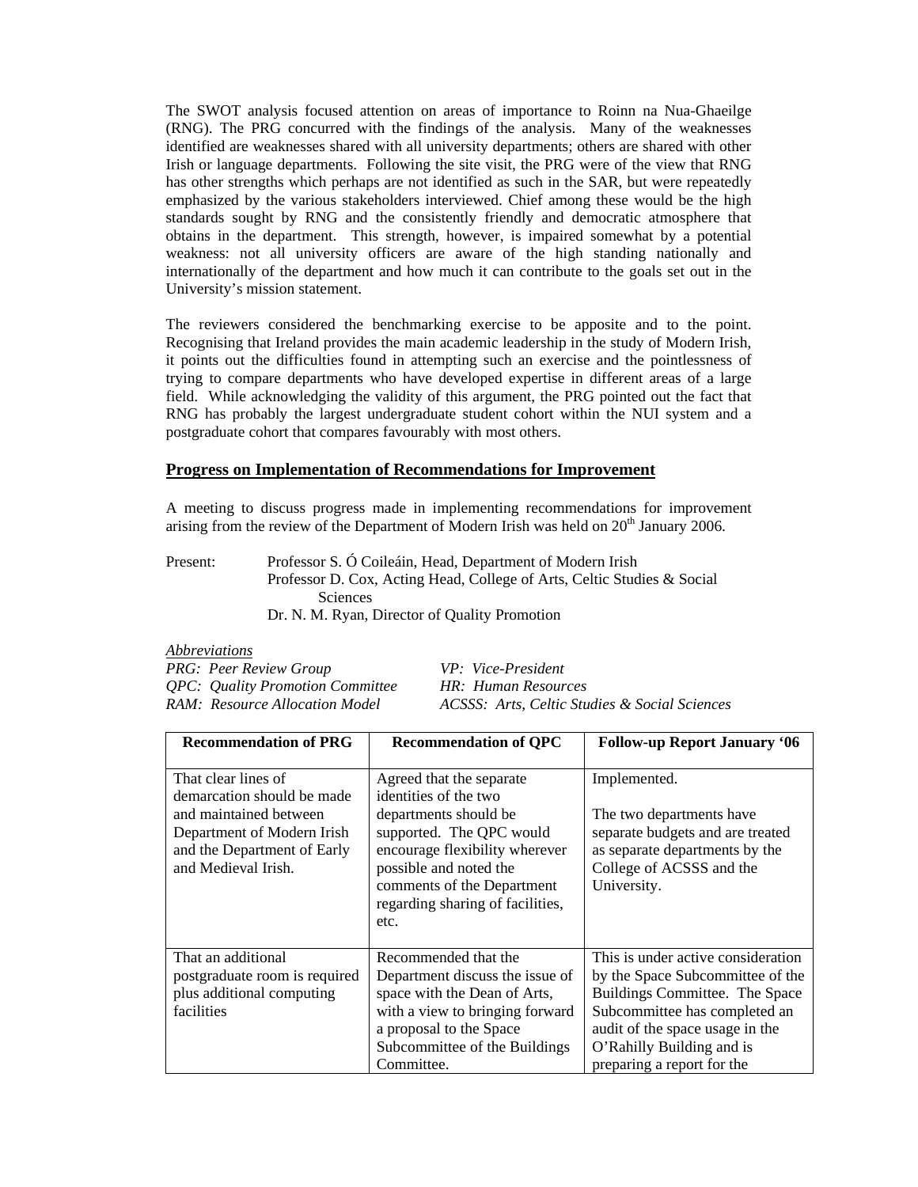The SWOT analysis focused attention on areas of importance to Roinn na Nua-Ghaeilge (RNG). The PRG concurred with the findings of the analysis. Many of the weaknesses identified are weaknesses shared with all university departments; others are shared with other Irish or language departments. Following the site visit, the PRG were of the view that RNG has other strengths which perhaps are not identified as such in the SAR, but were repeatedly emphasized by the various stakeholders interviewed. Chief among these would be the high standards sought by RNG and the consistently friendly and democratic atmosphere that obtains in the department. This strength, however, is impaired somewhat by a potential weakness: not all university officers are aware of the high standing nationally and internationally of the department and how much it can contribute to the goals set out in the University's mission statement.

The reviewers considered the benchmarking exercise to be apposite and to the point. Recognising that Ireland provides the main academic leadership in the study of Modern Irish, it points out the difficulties found in attempting such an exercise and the pointlessness of trying to compare departments who have developed expertise in different areas of a large field. While acknowledging the validity of this argument, the PRG pointed out the fact that RNG has probably the largest undergraduate student cohort within the NUI system and a postgraduate cohort that compares favourably with most others.

## Progress on Implementation of Recommendations for Improvement

A meeting to discuss progress made in implementing recommendations for improvement arising from the review of the Department of Modern Irish was held on 20th January 2006.

Present: Professor S. Ó Coileáin, Head, Department of Modern Irish
Professor D. Cox, Acting Head, College of Arts, Celtic Studies & Social Sciences
Dr. N. M. Ryan, Director of Quality Promotion

*Abbreviations*

*PRG: Peer Review Group* — *VP: Vice-President*
*QPC: Quality Promotion Committee* — *HR: Human Resources*
*RAM: Resource Allocation Model* — *ACSSS: Arts, Celtic Studies & Social Sciences*

| Recommendation of PRG | Recommendation of QPC | Follow-up Report January '06 |
|---|---|---|
| That clear lines of demarcation should be made and maintained between Department of Modern Irish and the Department of Early and Medieval Irish. | Agreed that the separate identities of the two departments should be supported. The QPC would encourage flexibility wherever possible and noted the comments of the Department regarding sharing of facilities, etc. | Implemented.<br><br>The two departments have separate budgets and are treated as separate departments by the College of ACSSS and the University. |
| That an additional postgraduate room is required plus additional computing facilities | Recommended that the Department discuss the issue of space with the Dean of Arts, with a view to bringing forward a proposal to the Space Subcommittee of the Buildings Committee. | This is under active consideration by the Space Subcommittee of the Buildings Committee. The Space Subcommittee has completed an audit of the space usage in the O'Rahilly Building and is preparing a report for the |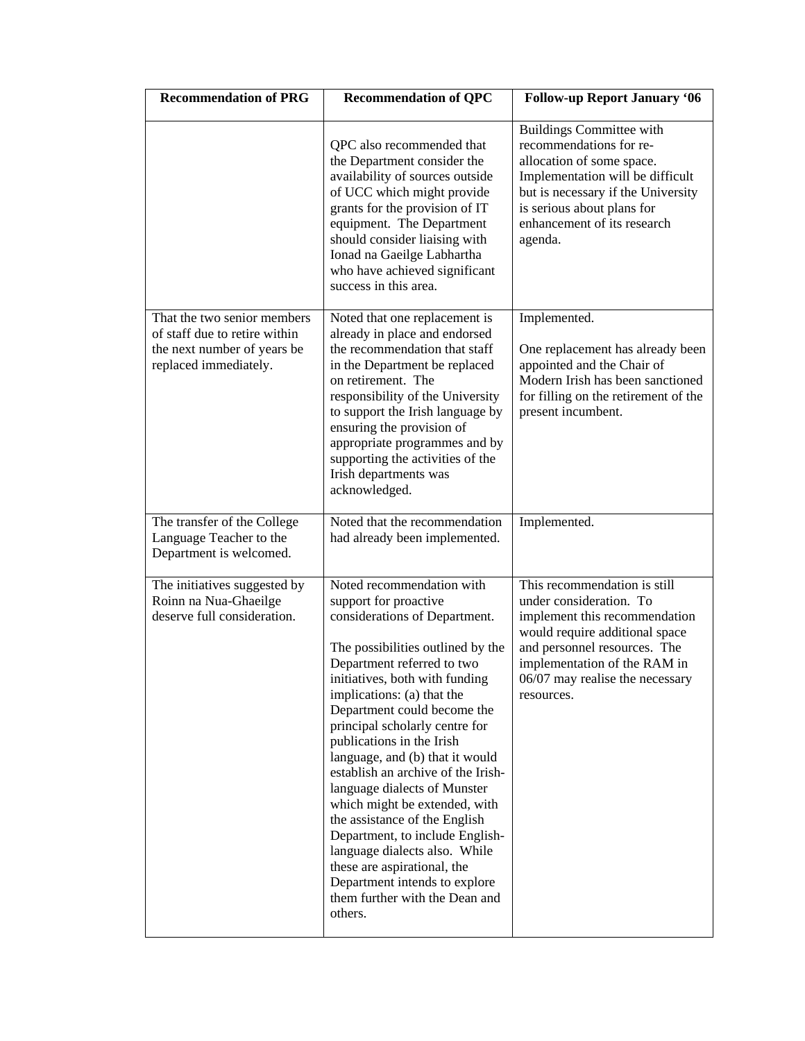| Recommendation of PRG | Recommendation of QPC | Follow-up Report January '06 |
|---|---|---|
| | QPC also recommended that the Department consider the availability of sources outside of UCC which might provide grants for the provision of IT equipment. The Department should consider liaising with Ionad na Gaeilge Labhartha who have achieved significant success in this area. | Buildings Committee with recommendations for re-allocation of some space. Implementation will be difficult but is necessary if the University is serious about plans for enhancement of its research agenda. |
| That the two senior members of staff due to retire within the next number of years be replaced immediately. | Noted that one replacement is already in place and endorsed the recommendation that staff in the Department be replaced on retirement. The responsibility of the University to support the Irish language by ensuring the provision of appropriate programmes and by supporting the activities of the Irish departments was acknowledged. | Implemented.<br><br>One replacement has already been appointed and the Chair of Modern Irish has been sanctioned for filling on the retirement of the present incumbent. |
| The transfer of the College Language Teacher to the Department is welcomed. | Noted that the recommendation had already been implemented. | Implemented. |
| The initiatives suggested by Roinn na Nua-Ghaeilge deserve full consideration. | Noted recommendation with support for proactive considerations of Department.<br><br>The possibilities outlined by the Department referred to two initiatives, both with funding implications: (a) that the Department could become the principal scholarly centre for publications in the Irish language, and (b) that it would establish an archive of the Irish-language dialects of Munster which might be extended, with the assistance of the English Department, to include English-language dialects also. While these are aspirational, the Department intends to explore them further with the Dean and others. | This recommendation is still under consideration. To implement this recommendation would require additional space and personnel resources. The implementation of the RAM in 06/07 may realise the necessary resources. |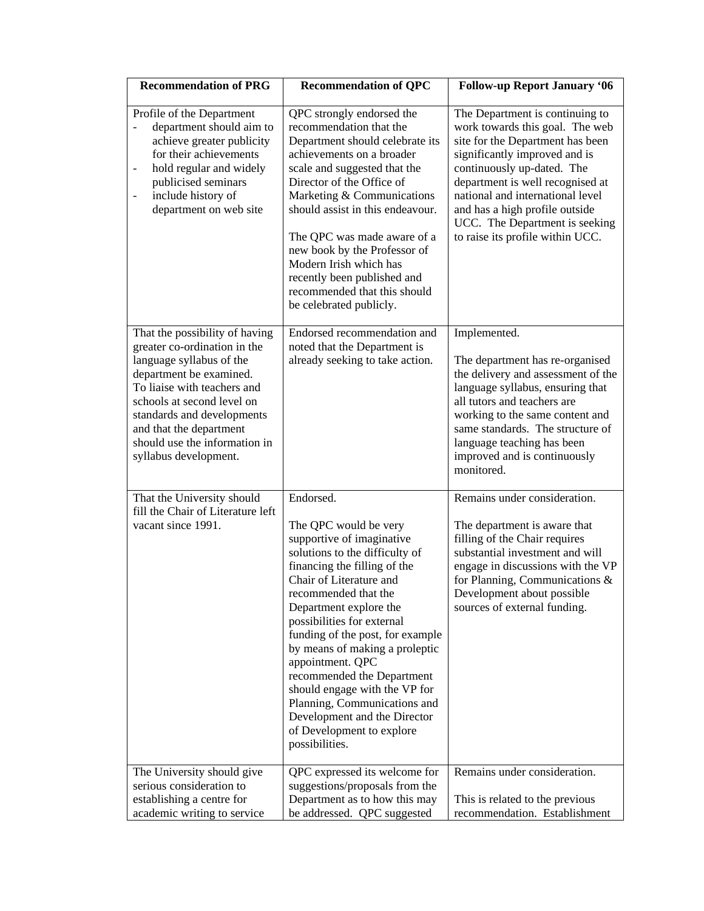| Recommendation of PRG | Recommendation of QPC | Follow-up Report January '06 |
|---|---|---|
| Profile of the Department<br>- department should aim to achieve greater publicity for their achievements<br>- hold regular and widely publicised seminars<br>- include history of department on web site | QPC strongly endorsed the recommendation that the Department should celebrate its achievements on a broader scale and suggested that the Director of the Office of Marketing & Communications should assist in this endeavour.<br><br>The QPC was made aware of a new book by the Professor of Modern Irish which has recently been published and recommended that this should be celebrated publicly. | The Department is continuing to work towards this goal. The web site for the Department has been significantly improved and is continuously up-dated. The department is well recognised at national and international level and has a high profile outside UCC. The Department is seeking to raise its profile within UCC. |
| That the possibility of having greater co-ordination in the language syllabus of the department be examined. To liaise with teachers and schools at second level on standards and developments and that the department should use the information in syllabus development. | Endorsed recommendation and noted that the Department is already seeking to take action. | Implemented.<br><br>The department has re-organised the delivery and assessment of the language syllabus, ensuring that all tutors and teachers are working to the same content and same standards. The structure of language teaching has been improved and is continuously monitored. |
| That the University should fill the Chair of Literature left vacant since 1991. | Endorsed.<br><br>The QPC would be very supportive of imaginative solutions to the difficulty of financing the filling of the Chair of Literature and recommended that the Department explore the possibilities for external funding of the post, for example by means of making a proleptic appointment. QPC recommended the Department should engage with the VP for Planning, Communications and Development and the Director of Development to explore possibilities. | Remains under consideration.<br><br>The department is aware that filling of the Chair requires substantial investment and will engage in discussions with the VP for Planning, Communications & Development about possible sources of external funding. |
| The University should give serious consideration to establishing a centre for academic writing to service | QPC expressed its welcome for suggestions/proposals from the Department as to how this may be addressed. QPC suggested | Remains under consideration.<br><br>This is related to the previous recommendation. Establishment |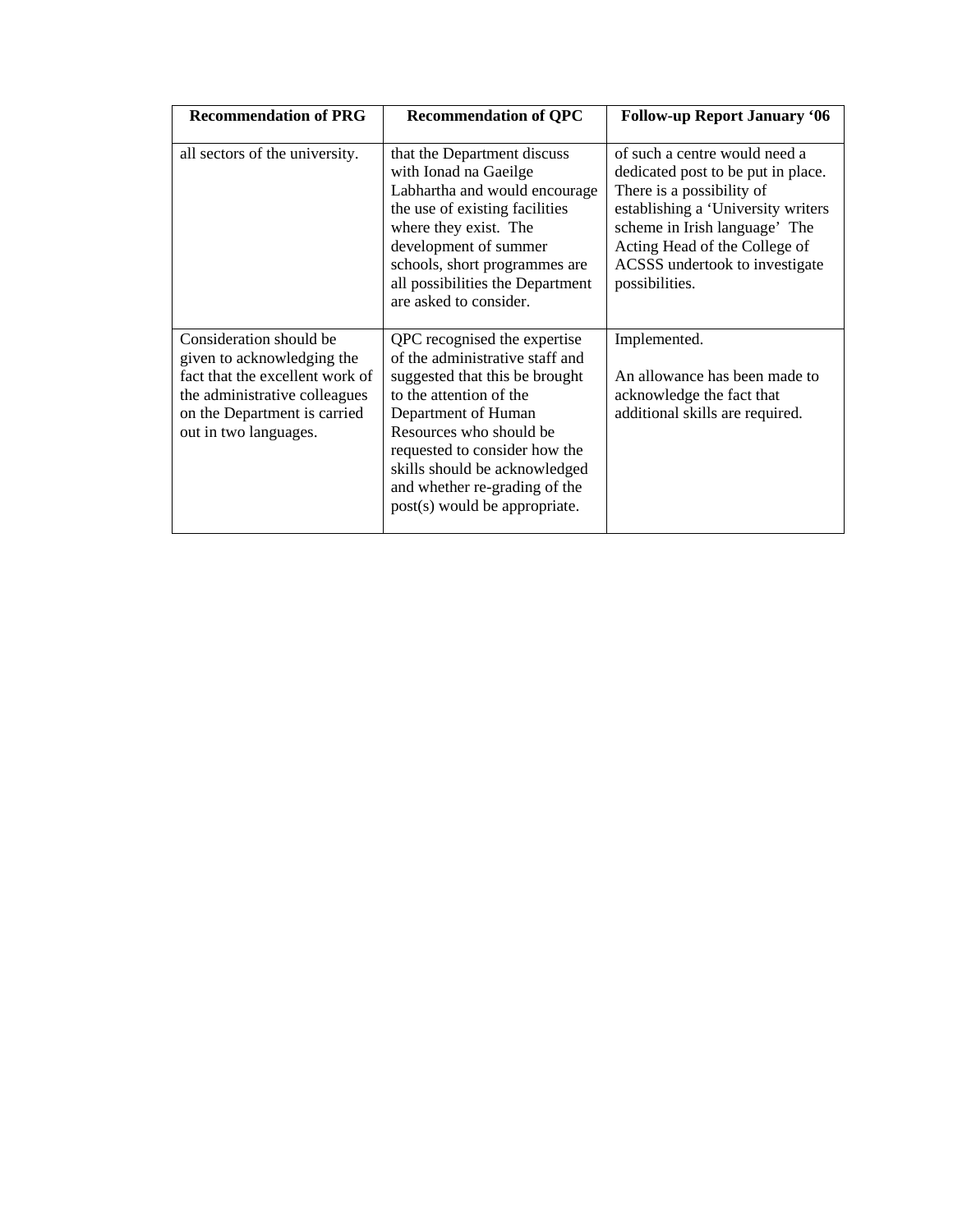| Recommendation of PRG | Recommendation of QPC | Follow-up Report January '06 |
|---|---|---|
| all sectors of the university. | that the Department discuss with Ionad na Gaeilge Labhartha and would encourage the use of existing facilities where they exist. The development of summer schools, short programmes are all possibilities the Department are asked to consider. | of such a centre would need a dedicated post to be put in place. There is a possibility of establishing a 'University writers scheme in Irish language' The Acting Head of the College of ACSSS undertook to investigate possibilities. |
| Consideration should be given to acknowledging the fact that the excellent work of the administrative colleagues on the Department is carried out in two languages. | QPC recognised the expertise of the administrative staff and suggested that this be brought to the attention of the Department of Human Resources who should be requested to consider how the skills should be acknowledged and whether re-grading of the post(s) would be appropriate. | Implemented.<br><br>An allowance has been made to acknowledge the fact that additional skills are required. |